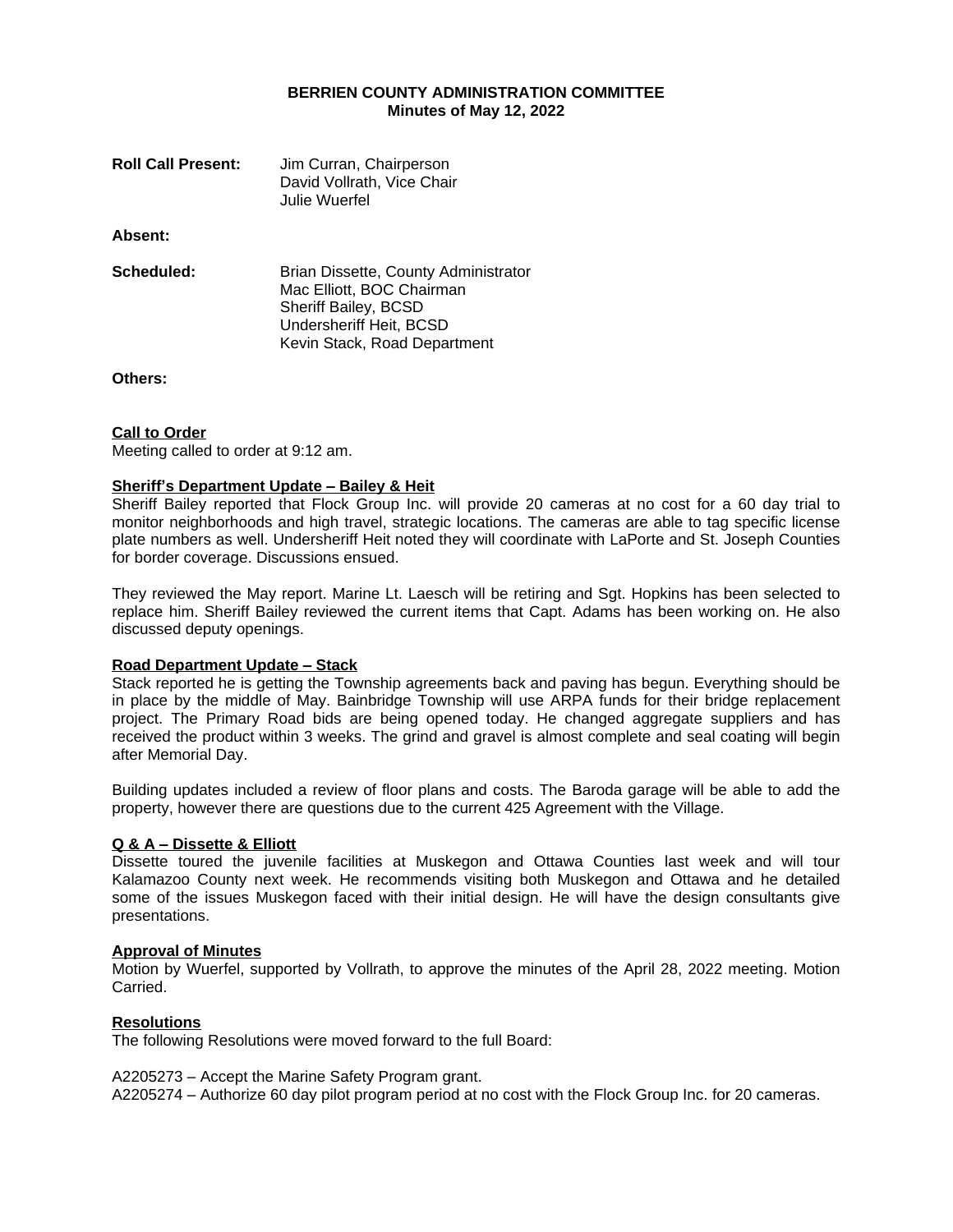# BERRIEN COUNTY ADMINISTRATION COMMITTEE
## Minutes of May 12, 2022

**Roll Call Present:** Jim Curran, Chairperson
David Vollrath, Vice Chair
Julie Wuerfel

**Absent:**

**Scheduled:** Brian Dissette, County Administrator
Mac Elliott, BOC Chairman
Sheriff Bailey, BCSD
Undersheriff Heit, BCSD
Kevin Stack, Road Department

**Others:**

**<u>Call to Order</u>**
Meeting called to order at 9:12 am.

**<u>Sheriff's Department Update – Bailey & Heit</u>**
Sheriff Bailey reported that Flock Group Inc. will provide 20 cameras at no cost for a 60 day trial to monitor neighborhoods and high travel, strategic locations. The cameras are able to tag specific license plate numbers as well. Undersheriff Heit noted they will coordinate with LaPorte and St. Joseph Counties for border coverage. Discussions ensued.

They reviewed the May report. Marine Lt. Laesch will be retiring and Sgt. Hopkins has been selected to replace him. Sheriff Bailey reviewed the current items that Capt. Adams has been working on. He also discussed deputy openings.

**<u>Road Department Update – Stack</u>**
Stack reported he is getting the Township agreements back and paving has begun. Everything should be in place by the middle of May. Bainbridge Township will use ARPA funds for their bridge replacement project. The Primary Road bids are being opened today. He changed aggregate suppliers and has received the product within 3 weeks. The grind and gravel is almost complete and seal coating will begin after Memorial Day.

Building updates included a review of floor plans and costs. The Baroda garage will be able to add the property, however there are questions due to the current 425 Agreement with the Village.

**<u>Q & A – Dissette & Elliott</u>**
Dissette toured the juvenile facilities at Muskegon and Ottawa Counties last week and will tour Kalamazoo County next week. He recommends visiting both Muskegon and Ottawa and he detailed some of the issues Muskegon faced with their initial design. He will have the design consultants give presentations.

**<u>Approval of Minutes</u>**
Motion by Wuerfel, supported by Vollrath, to approve the minutes of the April 28, 2022 meeting. Motion Carried.

**<u>Resolutions</u>**
The following Resolutions were moved forward to the full Board:

A2205273 – Accept the Marine Safety Program grant.
A2205274 – Authorize 60 day pilot program period at no cost with the Flock Group Inc. for 20 cameras.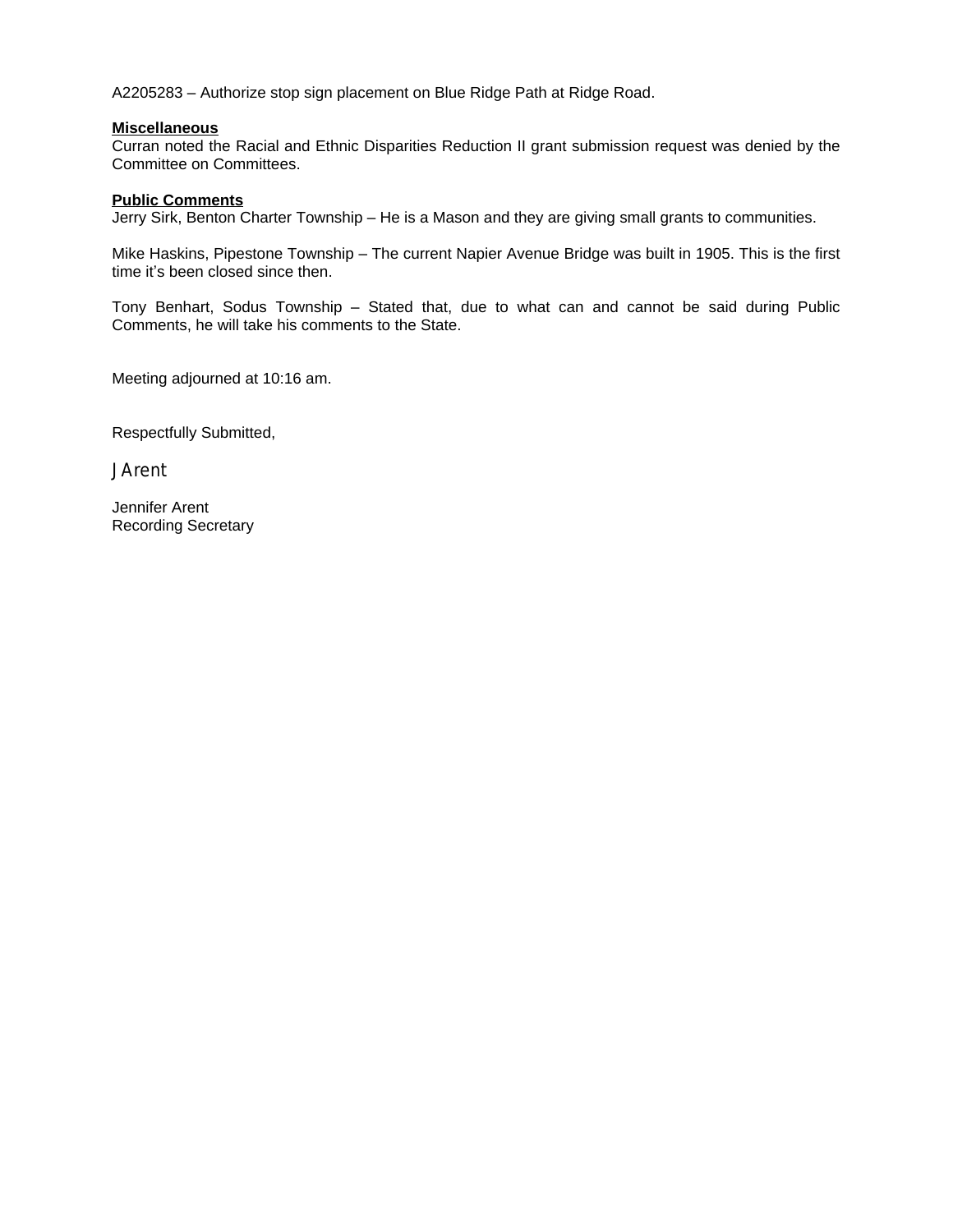A2205283 – Authorize stop sign placement on Blue Ridge Path at Ridge Road.

**Miscellaneous**

Curran noted the Racial and Ethnic Disparities Reduction II grant submission request was denied by the Committee on Committees.

**Public Comments**

Jerry Sirk, Benton Charter Township – He is a Mason and they are giving small grants to communities.

Mike Haskins, Pipestone Township – The current Napier Avenue Bridge was built in 1905. This is the first time it's been closed since then.

Tony Benhart, Sodus Township – Stated that, due to what can and cannot be said during Public Comments, he will take his comments to the State.

Meeting adjourned at 10:16 am.

Respectfully Submitted,

J Arent

Jennifer Arent
Recording Secretary